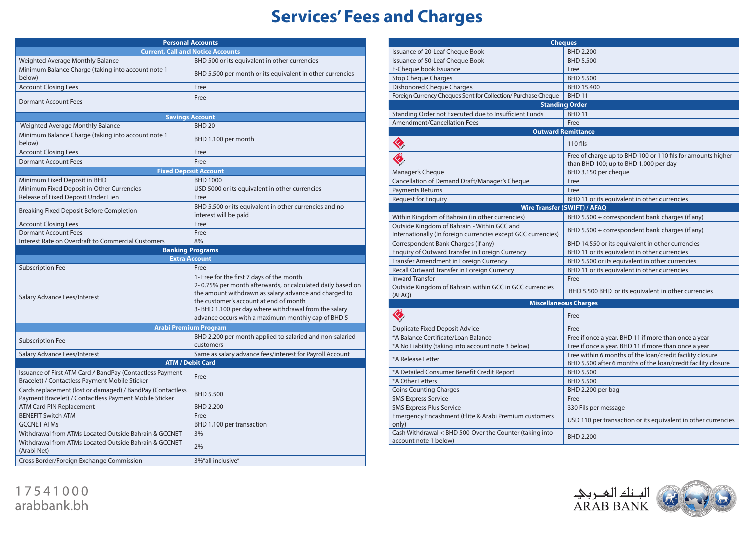# Services' Fees and Charges

| Personal Accounts | |
|---|---|
| **Current, Call and Notice Accounts** | |
| Weighted Average Monthly Balance | BHD 500 or its equivalent in other currencies |
| Minimum Balance Charge (taking into account note 1 below) | BHD 5.500 per month or its equivalent in other currencies |
| Account Closing Fees | Free |
| Dormant Account Fees | Free |
| **Savings Account** | |
| Weighted Average Monthly Balance | BHD 20 |
| Minimum Balance Charge (taking into account note 1 below) | BHD 1.100 per month |
| Account Closing Fees | Free |
| Dormant Account Fees | Free |
| **Fixed Deposit Account** | |
| Minimum Fixed Deposit in BHD | BHD 1000 |
| Minimum Fixed Deposit in Other Currencies | USD 5000 or its equivalent in other currencies |
| Release of Fixed Deposit Under Lien | Free |
| Breaking Fixed Deposit Before Completion | BHD 5.500 or its equivalent in other currencies and no interest will be paid |
| Account Closing Fees | Free |
| Dormant Account Fees | Free |
| Interest Rate on Overdraft to Commercial Customers | 8% |
| **Banking Programs** | |
| **Extra Account** | |
| Subscription Fee | Free |
| Salary Advance Fees/Interest | 1- Free for the first 7 days of the month<br>2- 0.75% per month afterwards, or calculated daily based on the amount withdrawn as salary advance and charged to the customer's account at end of month<br>3- BHD 1.100 per day where withdrawal from the salary advance occurs with a maximum monthly cap of BHD 5 |
| **Arabi Premium Program** | |
| Subscription Fee | BHD 2.200 per month applied to salaried and non-salaried customers |
| Salary Advance Fees/Interest | Same as salary advance fees/interest for Payroll Account |
| **ATM / Debit Card** | |
| Issuance of First ATM Card / BandPay (Contactless Payment Bracelet) / Contactless Payment Mobile Sticker | Free |
| Cards replacement (lost or damaged) / BandPay (Contactless Payment Bracelet) / Contactless Payment Mobile Sticker | BHD 5.500 |
| ATM Card PIN Replacement | BHD 2.200 |
| BENEFIT Switch ATM | Free |
| GCCNET ATMs | BHD 1.100 per transaction |
| Withdrawal from ATMs Located Outside Bahrain & GCCNET | 3% |
| Withdrawal from ATMs Located Outside Bahrain & GCCNET (Arabi Net) | 2% |
| Cross Border/Foreign Exchange Commission | 3%"all inclusive" |

| Cheques | |
|---|---|
| Issuance of 20-Leaf Cheque Book | BHD 2.200 |
| Issuance of 50-Leaf Cheque Book | BHD 5.500 |
| E-Cheque book Issuance | Free |
| Stop Cheque Charges | BHD 5.500 |
| Dishonored Cheque Charges | BHD 15.400 |
| Foreign Currency Cheques Sent for Collection/ Purchase Cheque | BHD 11 |
| **Standing Order** | |
| Standing Order not Executed due to Insufficient Funds | BHD 11 |
| Amendment/Cancellation Fees | Free |
| **Outward Remittance** | |
| | 110 fils |
| | Free of charge up to BHD 100 or 110 fils for amounts higher than BHD 100; up to BHD 1.000 per day |
| Manager's Cheque | BHD 3.150 per cheque |
| Cancellation of Demand Draft/Manager's Cheque | Free |
| Payments Returns | Free |
| Request for Enquiry | BHD 11 or its equivalent in other currencies |
| **Wire Transfer (SWIFT) / AFAQ** | |
| Within Kingdom of Bahrain (in other currencies) | BHD 5.500 + correspondent bank charges (if any) |
| Outside Kingdom of Bahrain - Within GCC and Internationally (In foreign currencies except GCC currencies) | BHD 5.500 + correspondent bank charges (if any) |
| Correspondent Bank Charges (if any) | BHD 14.550 or its equivalent in other currencies |
| Enquiry of Outward Transfer in Foreign Currency | BHD 11 or its equivalent in other currencies |
| Transfer Amendment in Foreign Currency | BHD 5.500 or its equivalent in other currencies |
| Recall Outward Transfer in Foreign Currency | BHD 11 or its equivalent in other currencies |
| Inward Transfer | Free |
| Outside Kingdom of Bahrain within GCC in GCC currencies (AFAQ) | BHD 5.500 BHD or its equivalent in other currencies |
| **Miscellaneous Charges** | |
| | Free |
| Duplicate Fixed Deposit Advice | Free |
| *A Balance Certificate/Loan Balance | Free if once a year. BHD 11 if more than once a year |
| *A No Liability (taking into account note 3 below) | Free if once a year. BHD 11 if more than once a year |
| *A Release Letter | Free within 6 months of the loan/credit facility closure<br>BHD 5.500 after 6 months of the loan/credit facility closure |
| *A Detailed Consumer Benefit Credit Report | BHD 5.500 |
| *A Other Letters | BHD 5.500 |
| Coins Counting Charges | BHD 2.200 per bag |
| SMS Express Service | Free |
| SMS Express Plus Service | 330 Fils per message |
| Emergency Encashment (Elite & Arabi Premium customers only) | USD 110 per transaction or its equivalent in other currencies |
| Cash Withdrawal < BHD 500 Over the Counter (taking into account note 1 below) | BHD 2.200 |

17541000
arabbank.bh

البنك العربي
ARAB BANK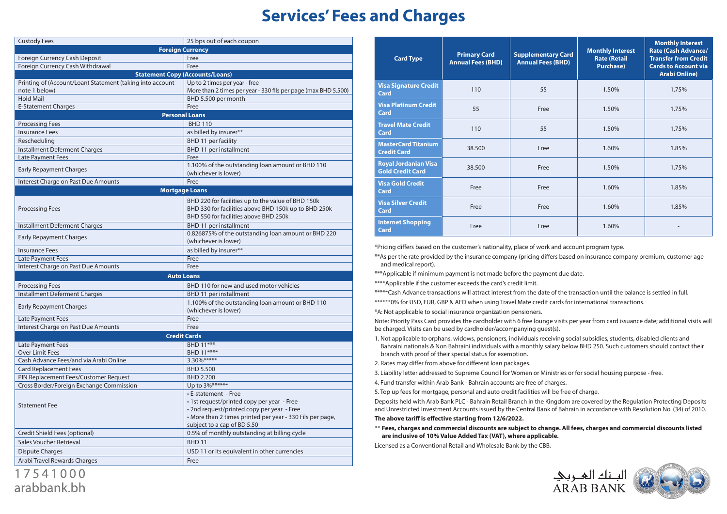# Services' Fees and Charges

| | |
|---|---|
| Custody Fees | 25 bps out of each coupon |
| **Foreign Currency** | |
| Foreign Currency Cash Deposit | Free |
| Foreign Currency Cash Withdrawal | Free |
| **Statement Copy (Accounts/Loans)** | |
| Printing of (Account/Loan) Statement (taking into account note 1 below) | Up to 2 times per year - free<br>More than 2 times per year - 330 fils per page (max BHD 5.500) |
| Hold Mail | BHD 5.500 per month |
| E-Statement Charges | Free |
| **Personal Loans** | |
| Processing Fees | BHD 110 |
| Insurance Fees | as billed by insurer** |
| Rescheduling | BHD 11 per facility |
| Installment Deferment Charges | BHD 11 per installment |
| Late Payment Fees | Free |
| Early Repayment Charges | 1.100% of the outstanding loan amount or BHD 110 (whichever is lower) |
| Interest Charge on Past Due Amounts | Free |
| **Mortgage Loans** | |
| Processing Fees | BHD 220 for facilities up to the value of BHD 150k<br>BHD 330 for facilities above BHD 150k up to BHD 250k<br>BHD 550 for facilities above BHD 250k |
| Installment Deferment Charges | BHD 11 per installment |
| Early Repayment Charges | 0.826875% of the outstanding loan amount or BHD 220 (whichever is lower) |
| Insurance Fees | as billed by insurer** |
| Late Payment Fees | Free |
| Interest Charge on Past Due Amounts | Free |
| **Auto Loans** | |
| Processing Fees | BHD 110 for new and used motor vehicles |
| Installment Deferment Charges | BHD 11 per installment |
| Early Repayment Charges | 1.100% of the outstanding loan amount or BHD 110 (whichever is lower) |
| Late Payment Fees | Free |
| Interest Charge on Past Due Amounts | Free |
| **Credit Cards** | |
| Late Payment Fees | BHD 11*** |
| Over Limit Fees | BHD 11**** |
| Cash Advance Fees/and via Arabi Online | 3.30%***** |
| Card Replacement Fees | BHD 5.500 |
| PIN Replacement Fees/Customer Request | BHD 2.200 |
| Cross Border/Foreign Exchange Commission | Up to 3%****** |
| Statement Fee | • E-statement - Free<br>• 1st request/printed copy per year - Free<br>• 2nd request/printed copy per year - Free<br>• More than 2 times printed per year - 330 Fils per page, subject to a cap of BD 5.50 |
| Credit Shield Fees (optional) | 0.5% of monthly outstanding at billing cycle |
| Sales Voucher Retrieval | BHD 11 |
| Dispute Charges | USD 11 or its equivalent in other currencies |
| Arabi Travel Rewards Charges | Free |

| Card Type | Primary Card Annual Fees (BHD) | Supplementary Card Annual Fees (BHD) | Monthly Interest Rate (Retail Purchase) | Monthly Interest Rate (Cash Advance/ Transfer from Credit Cards to Account via Arabi Online) |
|---|---|---|---|---|
| Visa Signature Credit Card | 110 | 55 | 1.50% | 1.75% |
| Visa Platinum Credit Card | 55 | Free | 1.50% | 1.75% |
| Travel Mate Credit Card | 110 | 55 | 1.50% | 1.75% |
| MasterCard Titanium Credit Card | 38.500 | Free | 1.60% | 1.85% |
| Royal Jordanian Visa Gold Credit Card | 38.500 | Free | 1.50% | 1.75% |
| Visa Gold Credit Card | Free | Free | 1.60% | 1.85% |
| Visa Silver Credit Card | Free | Free | 1.60% | 1.85% |
| Internet Shopping Card | Free | Free | 1.60% | - |

*Pricing differs based on the customer's nationality, place of work and account program type.

**As per the rate provided by the insurance company (pricing differs based on insurance company premium, customer age and medical report).

***Applicable if minimum payment is not made before the payment due date.

****Applicable if the customer exceeds the card's credit limit.

*****Cash Advance transactions will attract interest from the date of the transaction until the balance is settled in full.

******0% for USD, EUR, GBP & AED when using Travel Mate credit cards for international transactions.

*A: Not applicable to social insurance organization pensioners.

Note: Priority Pass Card provides the cardholder with 6 free lounge visits per year from card issuance date; additional visits will be charged. Visits can be used by cardholder/accompanying guest(s).

1. Not applicable to orphans, widows, pensioners, individuals receiving social subsidies, students, disabled clients and Bahraini nationals & Non Bahraini individuals with a monthly salary below BHD 250. Such customers should contact their branch with proof of their special status for exemption.
2. Rates may differ from above for different loan packages.
3. Liability letter addressed to Supreme Council for Women or Ministries or for social housing purpose - free.
4. Fund transfer within Arab Bank - Bahrain accounts are free of charges.
5. Top up fees for mortgage, personal and auto credit facilities will be free of charge.

Deposits held with Arab Bank PLC - Bahrain Retail Branch in the Kingdom are covered by the Regulation Protecting Deposits and Unrestricted Investment Accounts issued by the Central Bank of Bahrain in accordance with Resolution No. (34) of 2010.

**The above tariff is effective starting from 12/6/2022.**

**** Fees, charges and commercial discounts are subject to change. All fees, charges and commercial discounts listed are inclusive of 10% Value Added Tax (VAT), where applicable.**

Licensed as a Conventional Retail and Wholesale Bank by the CBB.

17541000
arabbank.bh

البنك العربي
ARAB BANK